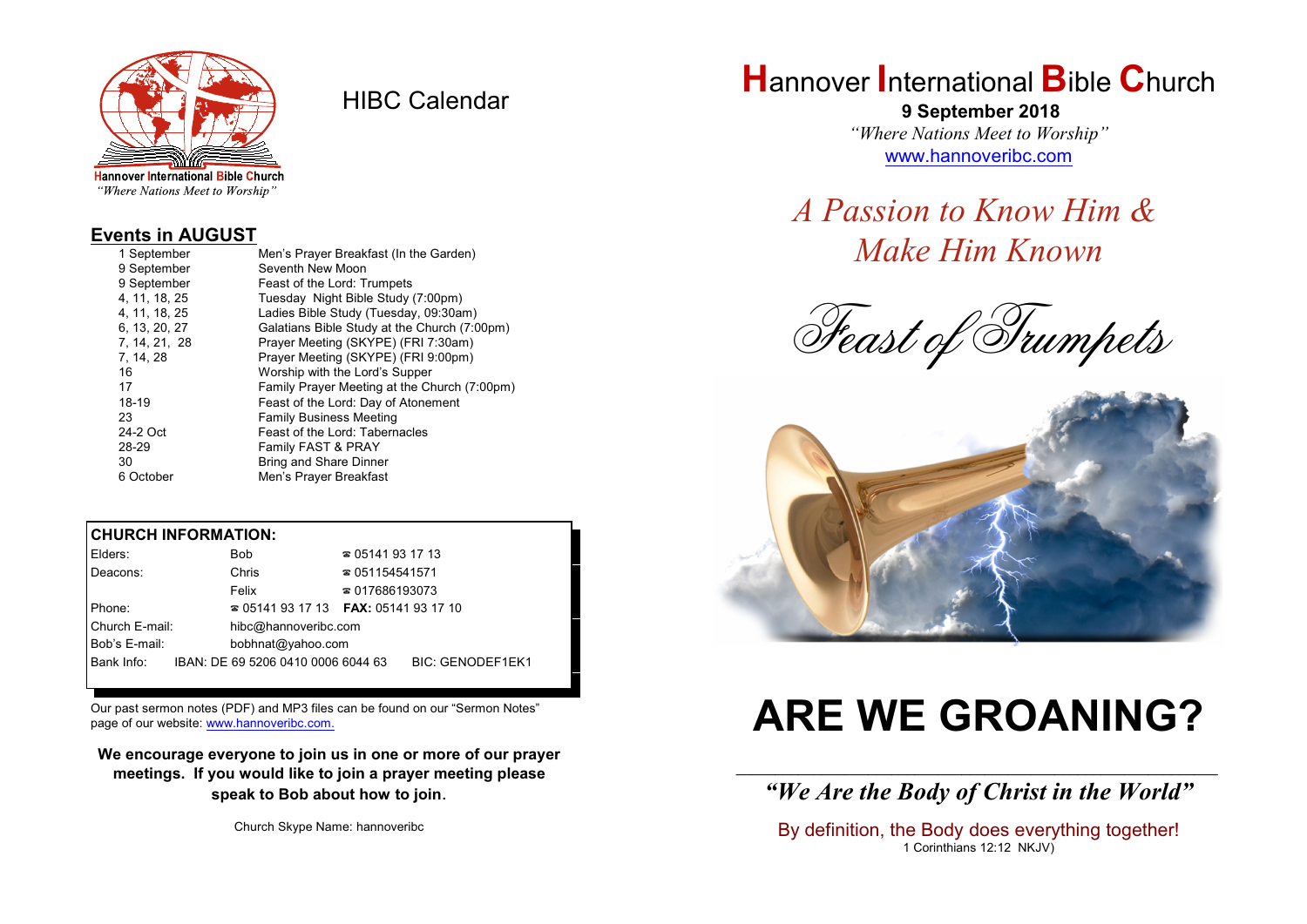Hannover International Bible Church
*"Where Nations Meet to Worship"*

# HIBC Calendar

## Events in AUGUST

| | |
|---|---|
| 1 September | Men's Prayer Breakfast (In the Garden) |
| 9 September | Seventh New Moon |
| 9 September | Feast of the Lord: Trumpets |
| 4, 11, 18, 25 | Tuesday Night Bible Study (7:00pm) |
| 4, 11, 18, 25 | Ladies Bible Study (Tuesday, 09:30am) |
| 6, 13, 20, 27 | Galatians Bible Study at the Church (7:00pm) |
| 7, 14, 21, 28 | Prayer Meeting (SKYPE) (FRI 7:30am) |
| 7, 14, 28 | Prayer Meeting (SKYPE) (FRI 9:00pm) |
| 16 | Worship with the Lord's Supper |
| 17 | Family Prayer Meeting at the Church (7:00pm) |
| 18-19 | Feast of the Lord: Day of Atonement |
| 23 | Family Business Meeting |
| 24-2 Oct | Feast of the Lord: Tabernacles |
| 28-29 | Family FAST & PRAY |
| 30 | Bring and Share Dinner |
| 6 October | Men's Prayer Breakfast |

## CHURCH INFORMATION:

| | | |
|---|---|---|
| Elders: | Bob | ☎ 05141 93 17 13 |
| Deacons: | Chris | ☎ 051154541571 |
| | Felix | ☎ 017686193073 |
| Phone: | ☎ 05141 93 17 13 | **FAX:** 05141 93 17 10 |
| Church E-mail: | hibc@hannoveribc.com | |
| Bob's E-mail: | bobhnat@yahoo.com | |
| Bank Info: | IBAN: DE 69 5206 0410 0006 6044 63 | BIC: GENODEF1EK1 |

Our past sermon notes (PDF) and MP3 files can be found on our "Sermon Notes" page of our website: www.hannoveribc.com.

**We encourage everyone to join us in one or more of our prayer meetings. If you would like to join a prayer meeting please speak to Bob about how to join.**

Church Skype Name: hannoveribc

# Hannover International Bible Church

**9 September 2018**

*"Where Nations Meet to Worship"*

www.hannoveribc.com

## *A Passion to Know Him & Make Him Known*

*Feast of Trumpets*

# ARE WE GROANING?

---

***"We Are the Body of Christ in the World"***

By definition, the Body does everything together!
1 Corinthians 12:12 NKJV)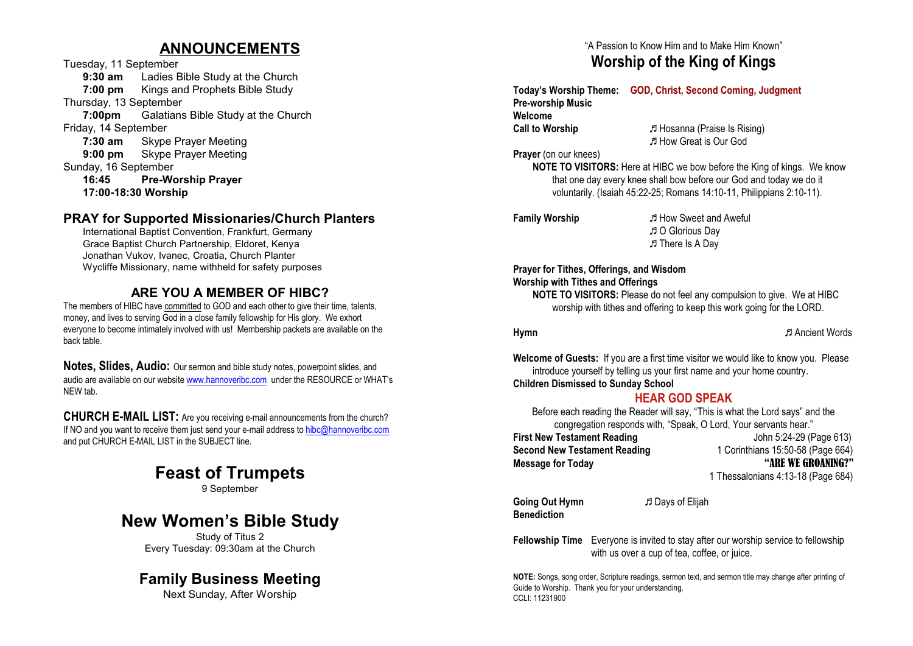# ANNOUNCEMENTS

Tuesday, 11 September

- **9:30 am** Ladies Bible Study at the Church
- **7:00 pm** Kings and Prophets Bible Study

Thursday, 13 September

- **7:00pm** Galatians Bible Study at the Church

Friday, 14 September

- **7:30 am** Skype Prayer Meeting
- **9:00 pm** Skype Prayer Meeting

Sunday, 16 September

- **16:45 Pre-Worship Prayer**
- **17:00-18:30 Worship**

## PRAY for Supported Missionaries/Church Planters

International Baptist Convention, Frankfurt, Germany
Grace Baptist Church Partnership, Eldoret, Kenya
Jonathan Vukov, Ivanec, Croatia, Church Planter
Wycliffe Missionary, name withheld for safety purposes

## ARE YOU A MEMBER OF HIBC?

The members of HIBC have committed to GOD and each other to give their time, talents, money, and lives to serving God in a close family fellowship for His glory. We exhort everyone to become intimately involved with us! Membership packets are available on the back table.

**Notes, Slides, Audio:** Our sermon and bible study notes, powerpoint slides, and audio are available on our website www.hannoveribc.com under the RESOURCE or WHAT's NEW tab.

**CHURCH E-MAIL LIST:** Are you receiving e-mail announcements from the church? If NO and you want to receive them just send your e-mail address to hibc@hannoveribc.com and put CHURCH E-MAIL LIST in the SUBJECT line.

## Feast of Trumpets

9 September

## New Women's Bible Study

Study of Titus 2
Every Tuesday: 09:30am at the Church

## Family Business Meeting

Next Sunday, After Worship

"A Passion to Know Him and to Make Him Known"

# Worship of the King of Kings

**Today's Worship Theme: GOD, Christ, Second Coming, Judgment**

**Pre-worship Music**

**Welcome**

**Call to Worship** ♬ Hosanna (Praise Is Rising)
♬ How Great is Our God

**Prayer** (on our knees)

**NOTE TO VISITORS:** Here at HIBC we bow before the King of kings. We know that one day every knee shall bow before our God and today we do it voluntarily. (Isaiah 45:22-25; Romans 14:10-11, Philippians 2:10-11).

**Family Worship** ♬ How Sweet and Aweful
♬ O Glorious Day
♬ There Is A Day

**Prayer for Tithes, Offerings, and Wisdom**

**Worship with Tithes and Offerings**

**NOTE TO VISITORS:** Please do not feel any compulsion to give. We at HIBC worship with tithes and offering to keep this work going for the LORD.

**Hymn** ♬ Ancient Words

**Welcome of Guests:** If you are a first time visitor we would like to know you. Please introduce yourself by telling us your first name and your home country.

**Children Dismissed to Sunday School**

## HEAR GOD SPEAK

Before each reading the Reader will say, "This is what the Lord says" and the congregation responds with, "Speak, O Lord, Your servants hear."

**First New Testament Reading** John 5:24-29 (Page 613)

**Second New Testament Reading** 1 Corinthians 15:50-58 (Page 664)

**Message for Today** **"ARE WE GROANING?"**
1 Thessalonians 4:13-18 (Page 684)

**Going Out Hymn** ♬ Days of Elijah

**Benediction**

**Fellowship Time** Everyone is invited to stay after our worship service to fellowship with us over a cup of tea, coffee, or juice.

**NOTE:** Songs, song order, Scripture readings, sermon text, and sermon title may change after printing of Guide to Worship. Thank you for your understanding.
CCLI: 11231900